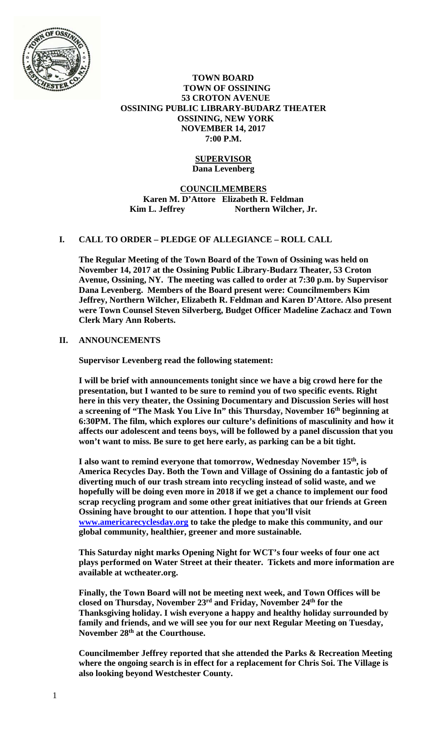**TOWN BOARD**
**TOWN OF OSSINING**
**53 CROTON AVENUE**
**OSSINING PUBLIC LIBRARY-BUDARZ THEATER**
**OSSINING, NEW YORK**
**NOVEMBER 14, 2017**
**7:00 P.M.**

**SUPERVISOR**
**Dana Levenberg**

**COUNCILMEMBERS**
**Karen M. D'Attore Elizabeth R. Feldman**
**Kim L. Jeffrey Northern Wilcher, Jr.**

## I. CALL TO ORDER – PLEDGE OF ALLEGIANCE – ROLL CALL

**The Regular Meeting of the Town Board of the Town of Ossining was held on November 14, 2017 at the Ossining Public Library-Budarz Theater, 53 Croton Avenue, Ossining, NY. The meeting was called to order at 7:30 p.m. by Supervisor Dana Levenberg. Members of the Board present were: Councilmembers Kim Jeffrey, Northern Wilcher, Elizabeth R. Feldman and Karen D'Attore. Also present were Town Counsel Steven Silverberg, Budget Officer Madeline Zachacz and Town Clerk Mary Ann Roberts.**

## II. ANNOUNCEMENTS

**Supervisor Levenberg read the following statement:**

**I will be brief with announcements tonight since we have a big crowd here for the presentation, but I wanted to be sure to remind you of two specific events. Right here in this very theater, the Ossining Documentary and Discussion Series will host a screening of "The Mask You Live In" this Thursday, November 16th beginning at 6:30PM. The film, which explores our culture's definitions of masculinity and how it affects our adolescent and teens boys, will be followed by a panel discussion that you won't want to miss. Be sure to get here early, as parking can be a bit tight.**

**I also want to remind everyone that tomorrow, Wednesday November 15th, is America Recycles Day. Both the Town and Village of Ossining do a fantastic job of diverting much of our trash stream into recycling instead of solid waste, and we hopefully will be doing even more in 2018 if we get a chance to implement our food scrap recycling program and some other great initiatives that our friends at Green Ossining have brought to our attention. I hope that you'll visit [www.americarecyclesday.org](www.americarecyclesday.org) to take the pledge to make this community, and our global community, healthier, greener and more sustainable.**

**This Saturday night marks Opening Night for WCT's four weeks of four one act plays performed on Water Street at their theater. Tickets and more information are available at wctheater.org.**

**Finally, the Town Board will not be meeting next week, and Town Offices will be closed on Thursday, November 23rd and Friday, November 24th for the Thanksgiving holiday. I wish everyone a happy and healthy holiday surrounded by family and friends, and we will see you for our next Regular Meeting on Tuesday, November 28th at the Courthouse.**

**Councilmember Jeffrey reported that she attended the Parks & Recreation Meeting where the ongoing search is in effect for a replacement for Chris Soi. The Village is also looking beyond Westchester County.**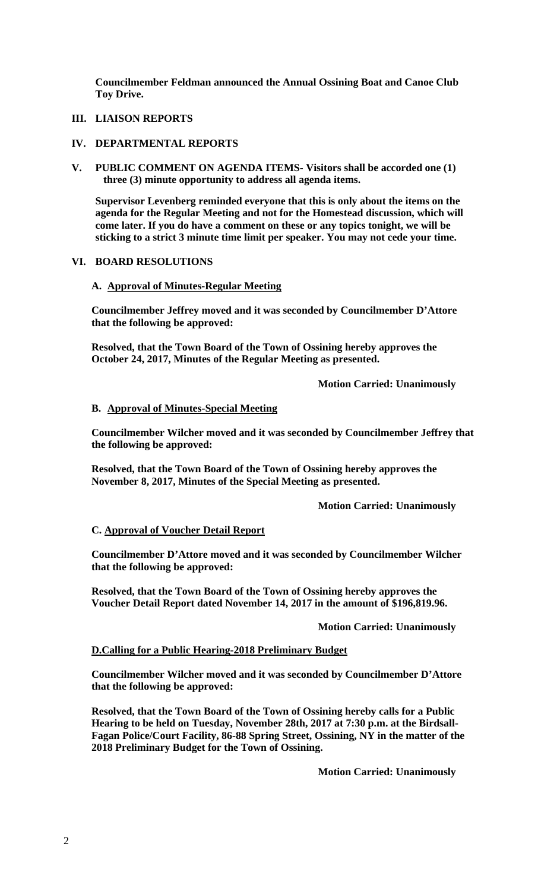**Councilmember Feldman announced the Annual Ossining Boat and Canoe Club Toy Drive.**

## III. LIAISON REPORTS

## IV. DEPARTMENTAL REPORTS

## V. PUBLIC COMMENT ON AGENDA ITEMS- Visitors shall be accorded one (1) three (3) minute opportunity to address all agenda items.

**Supervisor Levenberg reminded everyone that this is only about the items on the agenda for the Regular Meeting and not for the Homestead discussion, which will come later. If you do have a comment on these or any topics tonight, we will be sticking to a strict 3 minute time limit per speaker. You may not cede your time.**

## VI. BOARD RESOLUTIONS

### A. Approval of Minutes-Regular Meeting

**Councilmember Jeffrey moved and it was seconded by Councilmember D'Attore that the following be approved:**

**Resolved, that the Town Board of the Town of Ossining hereby approves the October 24, 2017, Minutes of the Regular Meeting as presented.**

**Motion Carried: Unanimously**

### B. Approval of Minutes-Special Meeting

**Councilmember Wilcher moved and it was seconded by Councilmember Jeffrey that the following be approved:**

**Resolved, that the Town Board of the Town of Ossining hereby approves the November 8, 2017, Minutes of the Special Meeting as presented.**

**Motion Carried: Unanimously**

### C. Approval of Voucher Detail Report

**Councilmember D'Attore moved and it was seconded by Councilmember Wilcher that the following be approved:**

**Resolved, that the Town Board of the Town of Ossining hereby approves the Voucher Detail Report dated November 14, 2017 in the amount of $196,819.96.**

**Motion Carried: Unanimously**

### D.Calling for a Public Hearing-2018 Preliminary Budget

**Councilmember Wilcher moved and it was seconded by Councilmember D'Attore that the following be approved:**

**Resolved, that the Town Board of the Town of Ossining hereby calls for a Public Hearing to be held on Tuesday, November 28th, 2017 at 7:30 p.m. at the Birdsall-Fagan Police/Court Facility, 86-88 Spring Street, Ossining, NY in the matter of the 2018 Preliminary Budget for the Town of Ossining.**

**Motion Carried: Unanimously**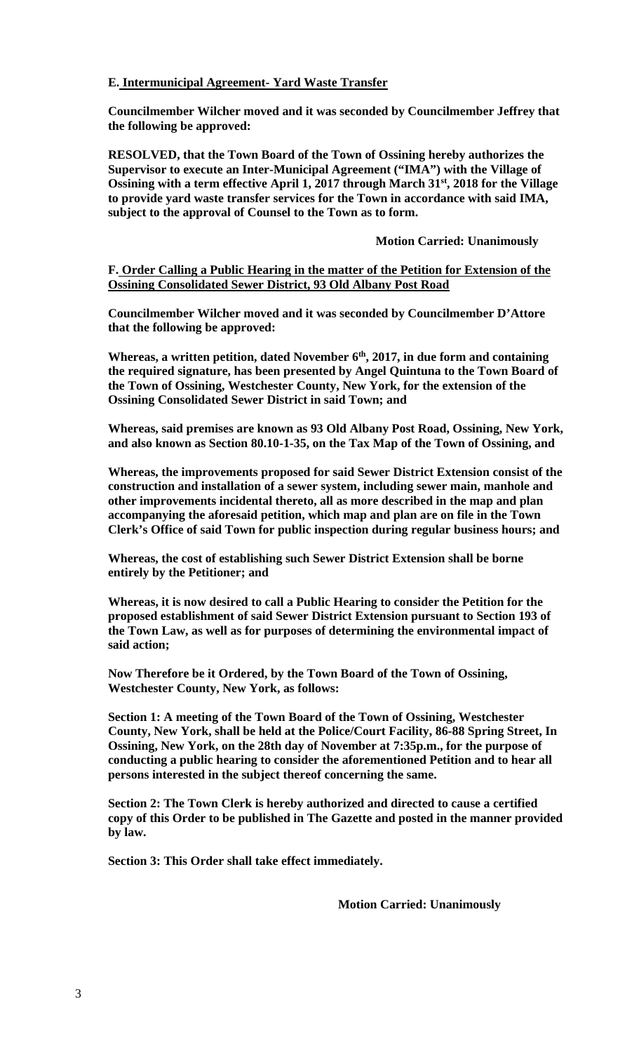**E. Intermunicipal Agreement- Yard Waste Transfer**

**Councilmember Wilcher moved and it was seconded by Councilmember Jeffrey that the following be approved:**

**RESOLVED, that the Town Board of the Town of Ossining hereby authorizes the Supervisor to execute an Inter-Municipal Agreement ("IMA") with the Village of Ossining with a term effective April 1, 2017 through March 31st, 2018 for the Village to provide yard waste transfer services for the Town in accordance with said IMA, subject to the approval of Counsel to the Town as to form.**

**Motion Carried: Unanimously**

**F. Order Calling a Public Hearing in the matter of the Petition for Extension of the Ossining Consolidated Sewer District, 93 Old Albany Post Road**

**Councilmember Wilcher moved and it was seconded by Councilmember D'Attore that the following be approved:**

**Whereas, a written petition, dated November 6th, 2017, in due form and containing the required signature, has been presented by Angel Quintuna to the Town Board of the Town of Ossining, Westchester County, New York, for the extension of the Ossining Consolidated Sewer District in said Town; and**

**Whereas, said premises are known as 93 Old Albany Post Road, Ossining, New York, and also known as Section 80.10-1-35, on the Tax Map of the Town of Ossining, and**

**Whereas, the improvements proposed for said Sewer District Extension consist of the construction and installation of a sewer system, including sewer main, manhole and other improvements incidental thereto, all as more described in the map and plan accompanying the aforesaid petition, which map and plan are on file in the Town Clerk's Office of said Town for public inspection during regular business hours; and**

**Whereas, the cost of establishing such Sewer District Extension shall be borne entirely by the Petitioner; and**

**Whereas, it is now desired to call a Public Hearing to consider the Petition for the proposed establishment of said Sewer District Extension pursuant to Section 193 of the Town Law, as well as for purposes of determining the environmental impact of said action;**

**Now Therefore be it Ordered, by the Town Board of the Town of Ossining, Westchester County, New York, as follows:**

**Section 1: A meeting of the Town Board of the Town of Ossining, Westchester County, New York, shall be held at the Police/Court Facility, 86-88 Spring Street, In Ossining, New York, on the 28th day of November at 7:35p.m., for the purpose of conducting a public hearing to consider the aforementioned Petition and to hear all persons interested in the subject thereof concerning the same.**

**Section 2: The Town Clerk is hereby authorized and directed to cause a certified copy of this Order to be published in The Gazette and posted in the manner provided by law.**

**Section 3: This Order shall take effect immediately.**

**Motion Carried: Unanimously**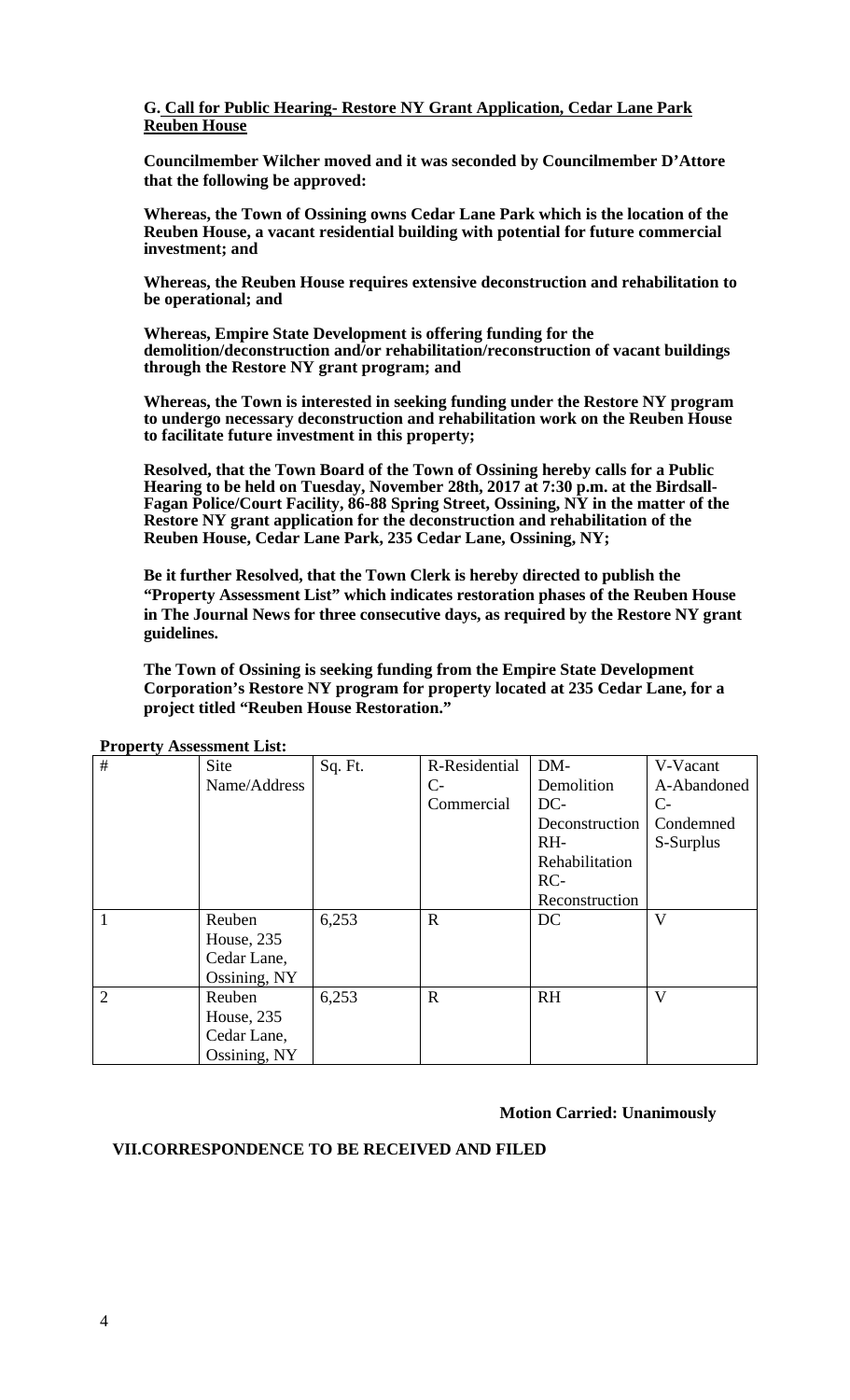**G. Call for Public Hearing- Restore NY Grant Application, Cedar Lane Park Reuben House**

**Councilmember Wilcher moved and it was seconded by Councilmember D'Attore that the following be approved:**

**Whereas, the Town of Ossining owns Cedar Lane Park which is the location of the Reuben House, a vacant residential building with potential for future commercial investment; and**

**Whereas, the Reuben House requires extensive deconstruction and rehabilitation to be operational; and**

**Whereas, Empire State Development is offering funding for the demolition/deconstruction and/or rehabilitation/reconstruction of vacant buildings through the Restore NY grant program; and**

**Whereas, the Town is interested in seeking funding under the Restore NY program to undergo necessary deconstruction and rehabilitation work on the Reuben House to facilitate future investment in this property;**

**Resolved, that the Town Board of the Town of Ossining hereby calls for a Public Hearing to be held on Tuesday, November 28th, 2017 at 7:30 p.m. at the Birdsall-Fagan Police/Court Facility, 86-88 Spring Street, Ossining, NY in the matter of the Restore NY grant application for the deconstruction and rehabilitation of the Reuben House, Cedar Lane Park, 235 Cedar Lane, Ossining, NY;**

**Be it further Resolved, that the Town Clerk is hereby directed to publish the "Property Assessment List" which indicates restoration phases of the Reuben House in The Journal News for three consecutive days, as required by the Restore NY grant guidelines.**

**The Town of Ossining is seeking funding from the Empire State Development Corporation's Restore NY program for property located at 235 Cedar Lane, for a project titled "Reuben House Restoration."**

**Property Assessment List:**

| # | Site Name/Address | Sq. Ft. | R-Residential C-Commercial | DM-Demolition DC-Deconstruction RH-Rehabilitation RC-Reconstruction | V-Vacant A-Abandoned C-Condemned S-Surplus |
|---|---|---|---|---|---|
| 1 | Reuben House, 235 Cedar Lane, Ossining, NY | 6,253 | R | DC | V |
| 2 | Reuben House, 235 Cedar Lane, Ossining, NY | 6,253 | R | RH | V |

**Motion Carried: Unanimously**

**VII.CORRESPONDENCE TO BE RECEIVED AND FILED**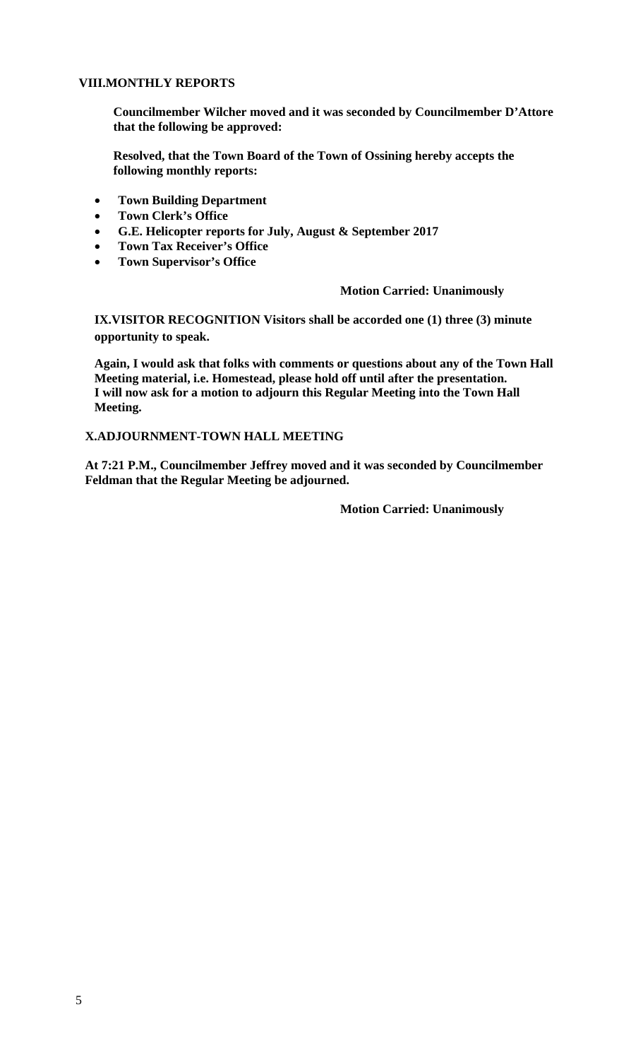## VIII.MONTHLY REPORTS

**Councilmember Wilcher moved and it was seconded by Councilmember D'Attore that the following be approved:**

**Resolved, that the Town Board of the Town of Ossining hereby accepts the following monthly reports:**

- **Town Building Department**
- **Town Clerk's Office**
- **G.E. Helicopter reports for July, August & September 2017**
- **Town Tax Receiver's Office**
- **Town Supervisor's Office**

**Motion Carried: Unanimously**

## IX.VISITOR RECOGNITION Visitors shall be accorded one (1) three (3) minute opportunity to speak.

**Again, I would ask that folks with comments or questions about any of the Town Hall Meeting material, i.e. Homestead, please hold off until after the presentation. I will now ask for a motion to adjourn this Regular Meeting into the Town Hall Meeting.**

## X.ADJOURNMENT-TOWN HALL MEETING

**At 7:21 P.M., Councilmember Jeffrey moved and it was seconded by Councilmember Feldman that the Regular Meeting be adjourned.**

**Motion Carried: Unanimously**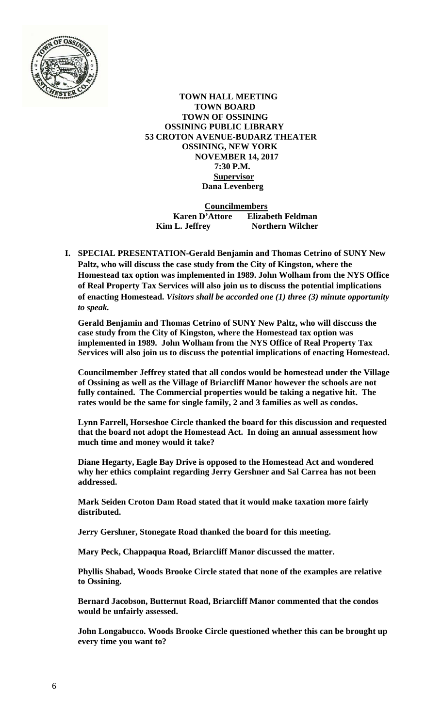**TOWN HALL MEETING**
**TOWN BOARD**
**TOWN OF OSSINING**
**OSSINING PUBLIC LIBRARY**
**53 CROTON AVENUE-BUDARZ THEATER**
**OSSINING, NEW YORK**
**NOVEMBER 14, 2017**
**7:30 P.M.**
**Supervisor**
**Dana Levenberg**

**Councilmembers**
**Karen D'Attore Elizabeth Feldman**
**Kim L. Jeffrey Northern Wilcher**

**I. SPECIAL PRESENTATION-Gerald Benjamin and Thomas Cetrino of SUNY New Paltz, who will discuss the case study from the City of Kingston, where the Homestead tax option was implemented in 1989. John Wolham from the NYS Office of Real Property Tax Services will also join us to discuss the potential implications of enacting Homestead.** ***Visitors shall be accorded one (1) three (3) minute opportunity to speak.***

**Gerald Benjamin and Thomas Cetrino of SUNY New Paltz, who will disccuss the case study from the City of Kingston, where the Homestead tax option was implemented in 1989. John Wolham from the NYS Office of Real Property Tax Services will also join us to discuss the potential implications of enacting Homestead.**

**Councilmember Jeffrey stated that all condos would be homestead under the Village of Ossining as well as the Village of Briarcliff Manor however the schools are not fully contained. The Commercial properties would be taking a negative hit. The rates would be the same for single family, 2 and 3 families as well as condos.**

**Lynn Farrell, Horseshoe Circle thanked the board for this discussion and requested that the board not adopt the Homestead Act. In doing an annual assessment how much time and money would it take?**

**Diane Hegarty, Eagle Bay Drive is opposed to the Homestead Act and wondered why her ethics complaint regarding Jerry Gershner and Sal Carrea has not been addressed.**

**Mark Seiden Croton Dam Road stated that it would make taxation more fairly distributed.**

**Jerry Gershner, Stonegate Road thanked the board for this meeting.**

**Mary Peck, Chappaqua Road, Briarcliff Manor discussed the matter.**

**Phyllis Shabad, Woods Brooke Circle stated that none of the examples are relative to Ossining.**

**Bernard Jacobson, Butternut Road, Briarcliff Manor commented that the condos would be unfairly assessed.**

**John Longabucco. Woods Brooke Circle questioned whether this can be brought up every time you want to?**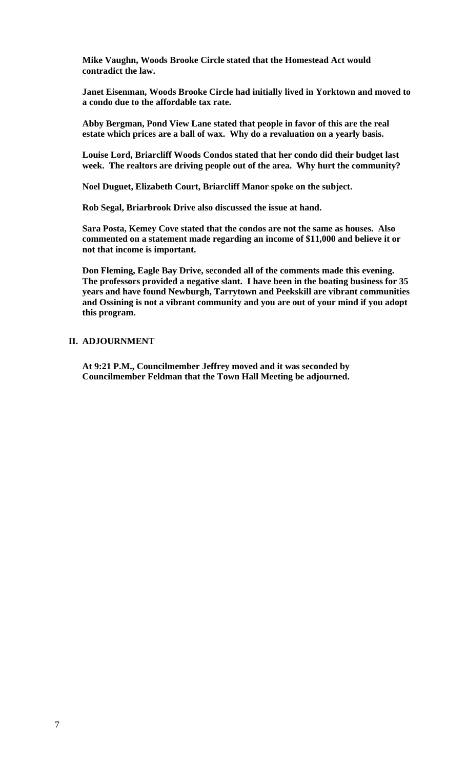**Mike Vaughn, Woods Brooke Circle stated that the Homestead Act would contradict the law.**

**Janet Eisenman, Woods Brooke Circle had initially lived in Yorktown and moved to a condo due to the affordable tax rate.**

**Abby Bergman, Pond View Lane stated that people in favor of this are the real estate which prices are a ball of wax. Why do a revaluation on a yearly basis.**

**Louise Lord, Briarcliff Woods Condos stated that her condo did their budget last week. The realtors are driving people out of the area. Why hurt the community?**

**Noel Duguet, Elizabeth Court, Briarcliff Manor spoke on the subject.**

**Rob Segal, Briarbrook Drive also discussed the issue at hand.**

**Sara Posta, Kemey Cove stated that the condos are not the same as houses. Also commented on a statement made regarding an income of \$11,000 and believe it or not that income is important.**

**Don Fleming, Eagle Bay Drive, seconded all of the comments made this evening. The professors provided a negative slant. I have been in the boating business for 35 years and have found Newburgh, Tarrytown and Peekskill are vibrant communities and Ossining is not a vibrant community and you are out of your mind if you adopt this program.**

## II. ADJOURNMENT

**At 9:21 P.M., Councilmember Jeffrey moved and it was seconded by Councilmember Feldman that the Town Hall Meeting be adjourned.**